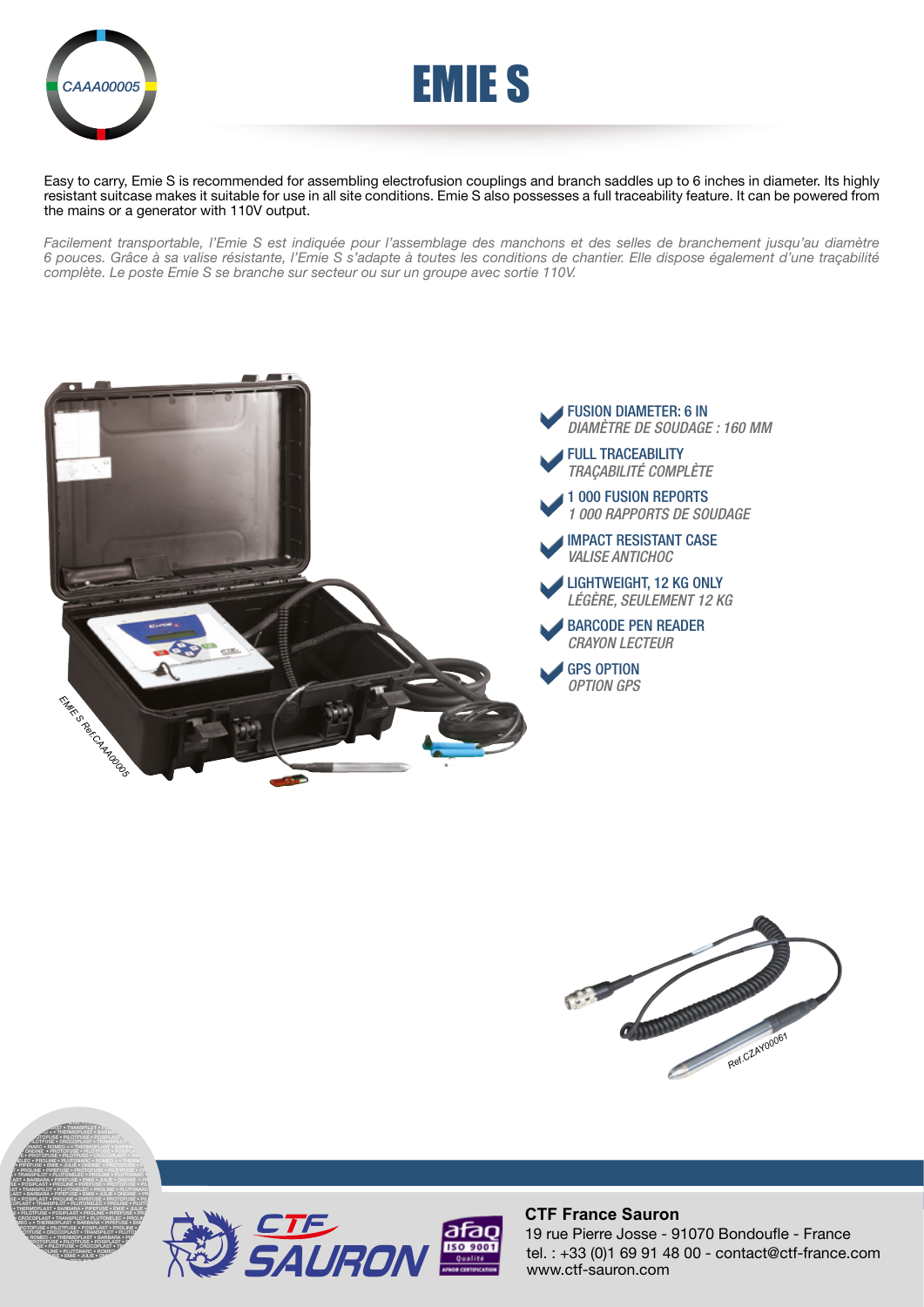CAAA00005

# EMIE S

Easy to carry, Emie S is recommended for assembling electrofusion couplings and branch saddles up to 6 inches in diameter. Its highly resistant suitcase makes it suitable for use in all site conditions. Emie S also possesses a full traceability feature. It can be powered from the mains or a generator with 110V output.

*Facilement transportable, l'Emie S est indiquée pour l'assemblage des manchons et des selles de branchement jusqu'au diamètre 6 pouces. Grâce à sa valise résistante, l'Emie S s'adapte à toutes les conditions de chantier. Elle dispose également d'une traçabilité complète. Le poste Emie S se branche sur secteur ou sur un groupe avec sortie 110V.*

EMIE S Ref.CAAA00005

- FUSION DIAMETER: 6 IN
  *DIAMÈTRE DE SOUDAGE : 160 MM*
- FULL TRACEABILITY
  *TRAÇABILITÉ COMPLÈTE*
- 1 000 FUSION REPORTS
  *1 000 RAPPORTS DE SOUDAGE*
- IMPACT RESISTANT CASE
  *VALISE ANTICHOC*
- LIGHTWEIGHT, 12 KG ONLY
  *LÉGÈRE, SEULEMENT 12 KG*
- BARCODE PEN READER
  *CRAYON LECTEUR*
- GPS OPTION
  *OPTION GPS*

Ref.CZAY00061

**CTF France Sauron**
19 rue Pierre Josse - 91070 Bondoufle - France
tel. : +33 (0)1 69 91 48 00 - contact@ctf-france.com
www.ctf-sauron.com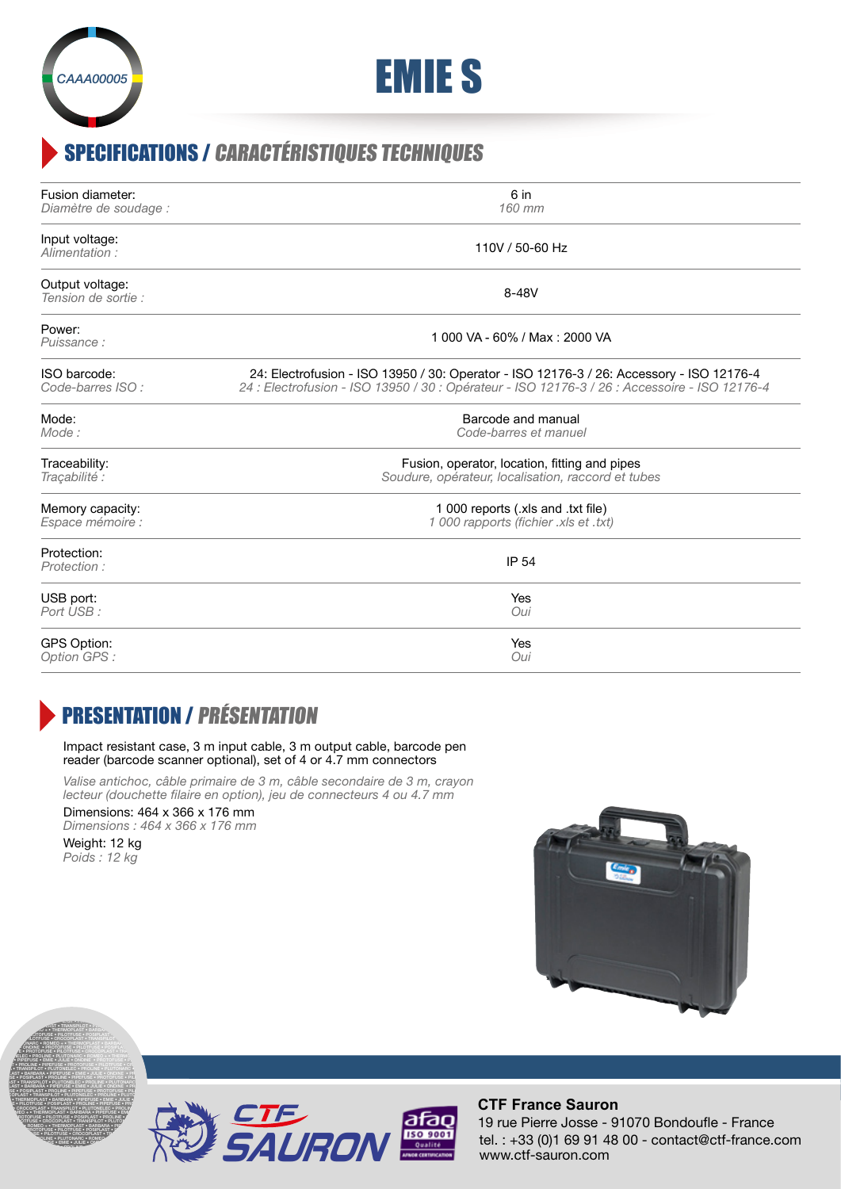CAAA00005

# EMIE S

## SPECIFICATIONS / *CARACTÉRISTIQUES TECHNIQUES*

| | |
|---|---|
| Fusion diameter: *Diamètre de soudage :* | 6 in *160 mm* |
| Input voltage: *Alimentation :* | 110V / 50-60 Hz |
| Output voltage: *Tension de sortie :* | 8-48V |
| Power: *Puissance :* | 1 000 VA - 60% / Max : 2000 VA |
| ISO barcode: *Code-barres ISO :* | 24: Electrofusion - ISO 13950 / 30: Operator - ISO 12176-3 / 26: Accessory - ISO 12176-4 *24 : Electrofusion - ISO 13950 / 30 : Opérateur - ISO 12176-3 / 26 : Accessoire - ISO 12176-4* |
| Mode: *Mode :* | Barcode and manual *Code-barres et manuel* |
| Traceability: *Traçabilité :* | Fusion, operator, location, fitting and pipes *Soudure, opérateur, localisation, raccord et tubes* |
| Memory capacity: *Espace mémoire :* | 1 000 reports (.xls and .txt file) *1 000 rapports (fichier .xls et .txt)* |
| Protection: *Protection :* | IP 54 |
| USB port: *Port USB :* | Yes *Oui* |
| GPS Option: *Option GPS :* | Yes *Oui* |

## PRESENTATION / *PRÉSENTATION*

Impact resistant case, 3 m input cable, 3 m output cable, barcode pen reader (barcode scanner optional), set of 4 or 4.7 mm connectors

*Valise antichoc, câble primaire de 3 m, câble secondaire de 3 m, crayon lecteur (douchette filaire en option), jeu de connecteurs 4 ou 4.7 mm*

Dimensions: 464 x 366 x 176 mm
*Dimensions : 464 x 366 x 176 mm*

Weight: 12 kg
*Poids : 12 kg*

**CTF France Sauron**
19 rue Pierre Josse - 91070 Bondoufle - France
tel. : +33 (0)1 69 91 48 00 - contact@ctf-france.com
www.ctf-sauron.com